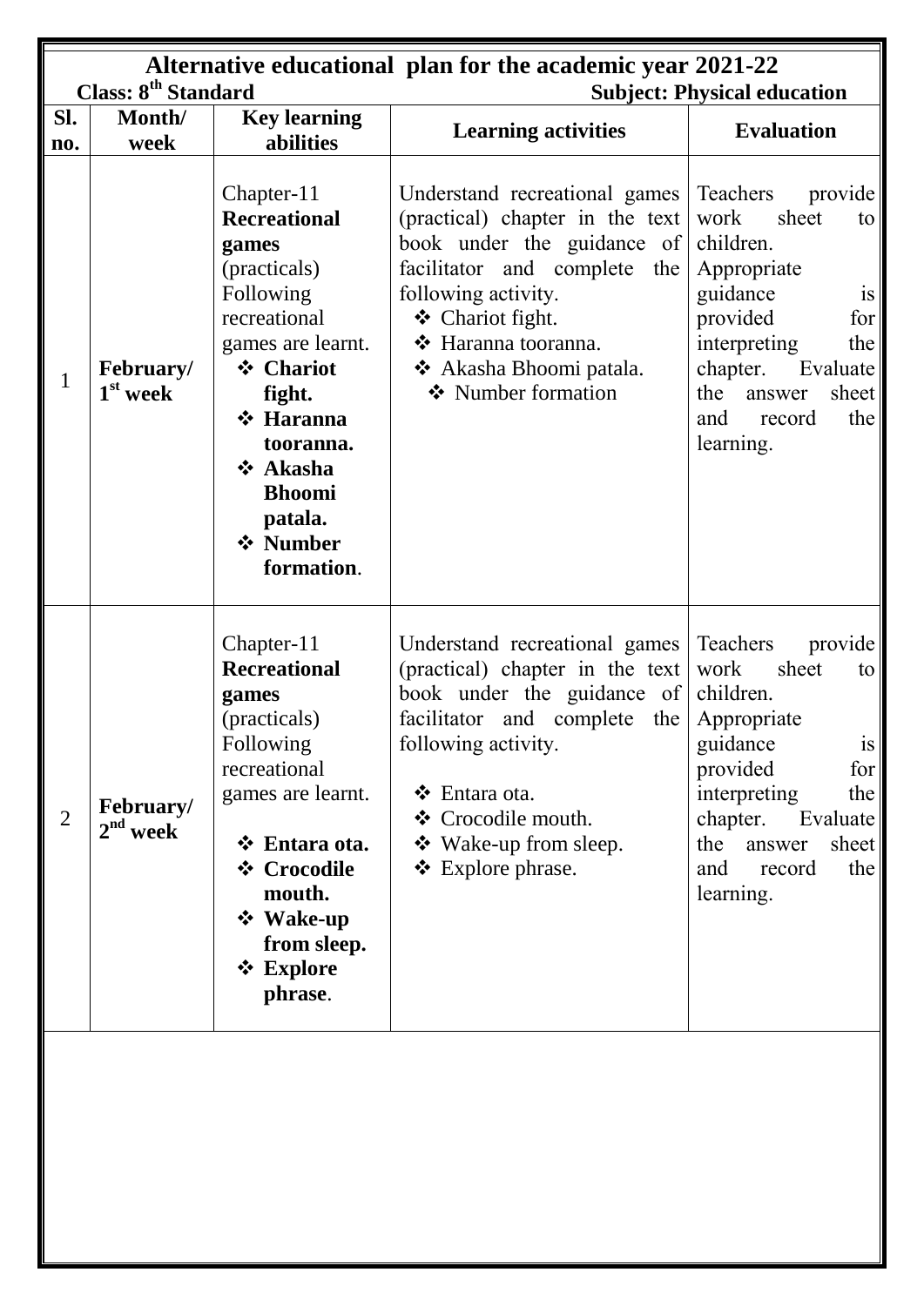# Alternative educational plan for the academic year 2021-22

**Class: 8th Standard** **Subject: Physical education**

| Sl. no. | Month/ week | Key learning abilities | Learning activities | Evaluation |
|---|---|---|---|---|
| 1 | **February/ 1st week** | Chapter-11 **Recreational games** (practicals) Following recreational games are learnt.<br>❖ **Chariot fight.**<br>❖ **Haranna tooranna.**<br>❖ **Akasha Bhoomi patala.**<br>❖ **Number formation**. | Understand recreational games (practical) chapter in the text book under the guidance of facilitator and complete the following activity.<br>❖ Chariot fight.<br>❖ Haranna tooranna.<br>❖ Akasha Bhoomi patala.<br>❖ Number formation | Teachers provide work sheet to children. Appropriate guidance is provided for interpreting the chapter. Evaluate the answer sheet and record the learning. |
| 2 | **February/ 2nd week** | Chapter-11 **Recreational games** (practicals) Following recreational games are learnt.<br>❖ **Entara ota.**<br>❖ **Crocodile mouth.**<br>❖ **Wake-up from sleep.**<br>❖ **Explore phrase**. | Understand recreational games (practical) chapter in the text book under the guidance of facilitator and complete the following activity.<br>❖ Entara ota.<br>❖ Crocodile mouth.<br>❖ Wake-up from sleep.<br>❖ Explore phrase. | Teachers provide work sheet to children. Appropriate guidance is provided for interpreting the chapter. Evaluate the answer sheet and record the learning. |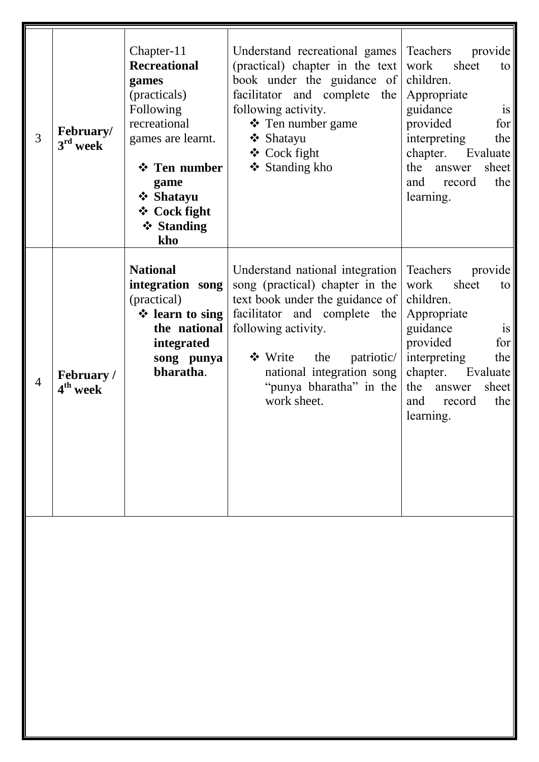| | | | | |
|---|---|---|---|---|
| 3 | **February/ 3rd week** | Chapter-11 **Recreational games** (practicals) Following recreational games are learnt.<br>❖ **Ten number game**<br>❖ **Shatayu**<br>❖ **Cock fight**<br>❖ **Standing kho** | Understand recreational games (practical) chapter in the text book under the guidance of facilitator and complete the following activity.<br>❖ Ten number game<br>❖ Shatayu<br>❖ Cock fight<br>❖ Standing kho | Teachers provide work sheet to children. Appropriate guidance is provided for interpreting the chapter. Evaluate the answer sheet and record the learning. |
| 4 | **February / 4th week** | **National integration song** (practical)<br>❖ **learn to sing the national integrated song punya bharatha**. | Understand national integration song (practical) chapter in the text book under the guidance of facilitator and complete the following activity.<br>❖ Write the patriotic/ national integration song "punya bharatha" in the work sheet. | Teachers provide work sheet to children. Appropriate guidance is provided for interpreting the chapter. Evaluate the answer sheet and record the learning. |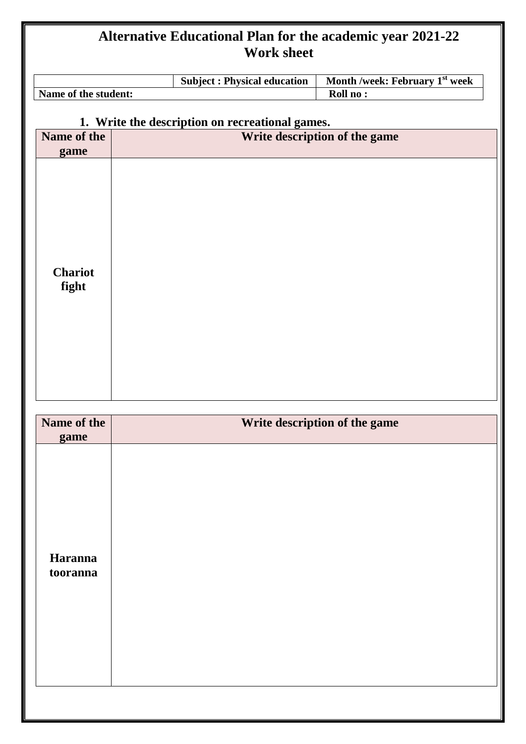# Alternative Educational Plan for the academic year 2021-22
## Work sheet

| | Subject : Physical education | Month /week: February 1st week |
|---|---|---|
| Name of the student: | | Roll no : |

### 1. Write the description on recreational games.

| Name of the game | Write description of the game |
|---|---|
| Chariot fight | |

| Name of the game | Write description of the game |
|---|---|
| Haranna tooranna | |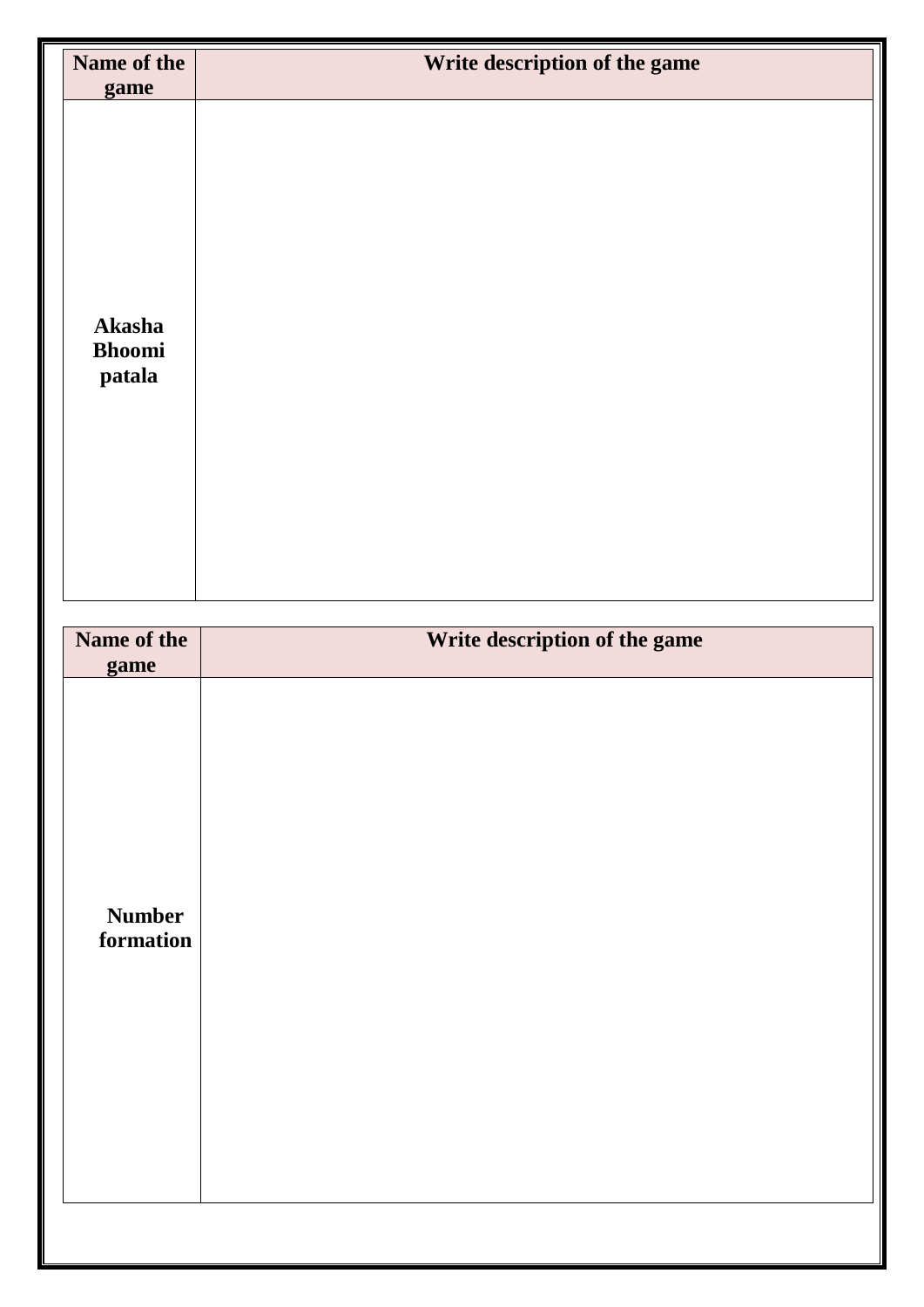| Name of the game | Write description of the game |
| --- | --- |
| **Akasha Bhoomi patala** | |

| Name of the game | Write description of the game |
| --- | --- |
| **Number formation** | |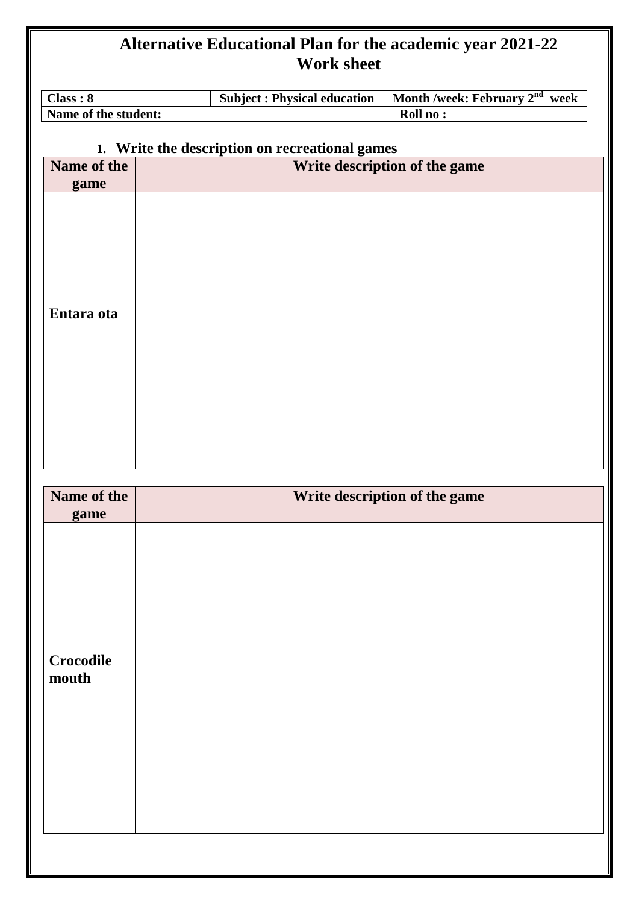# Alternative Educational Plan for the academic year 2021-22
## Work sheet

| Class : 8 | Subject : Physical education | Month /week: February 2nd week |
|---|---|---|
| Name of the student: | | Roll no : |

1. **Write the description on recreational games**

| Name of the game | Write description of the game |
|---|---|
| Entara ota | |

| Name of the game | Write description of the game |
|---|---|
| Crocodile mouth | |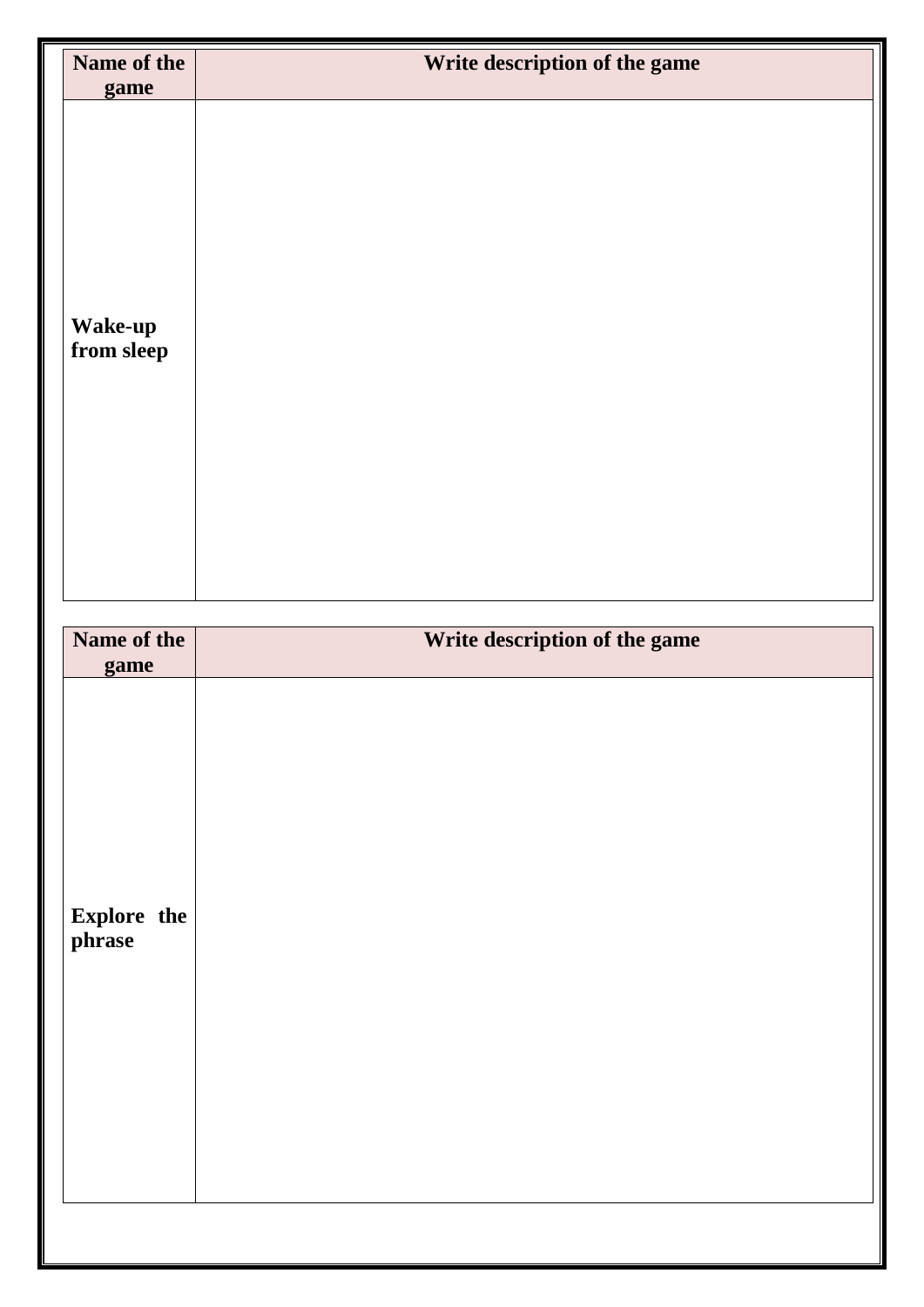| Name of the game | Write description of the game |
| --- | --- |
| **Wake-up from sleep** | |

| Name of the game | Write description of the game |
| --- | --- |
| **Explore the phrase** | |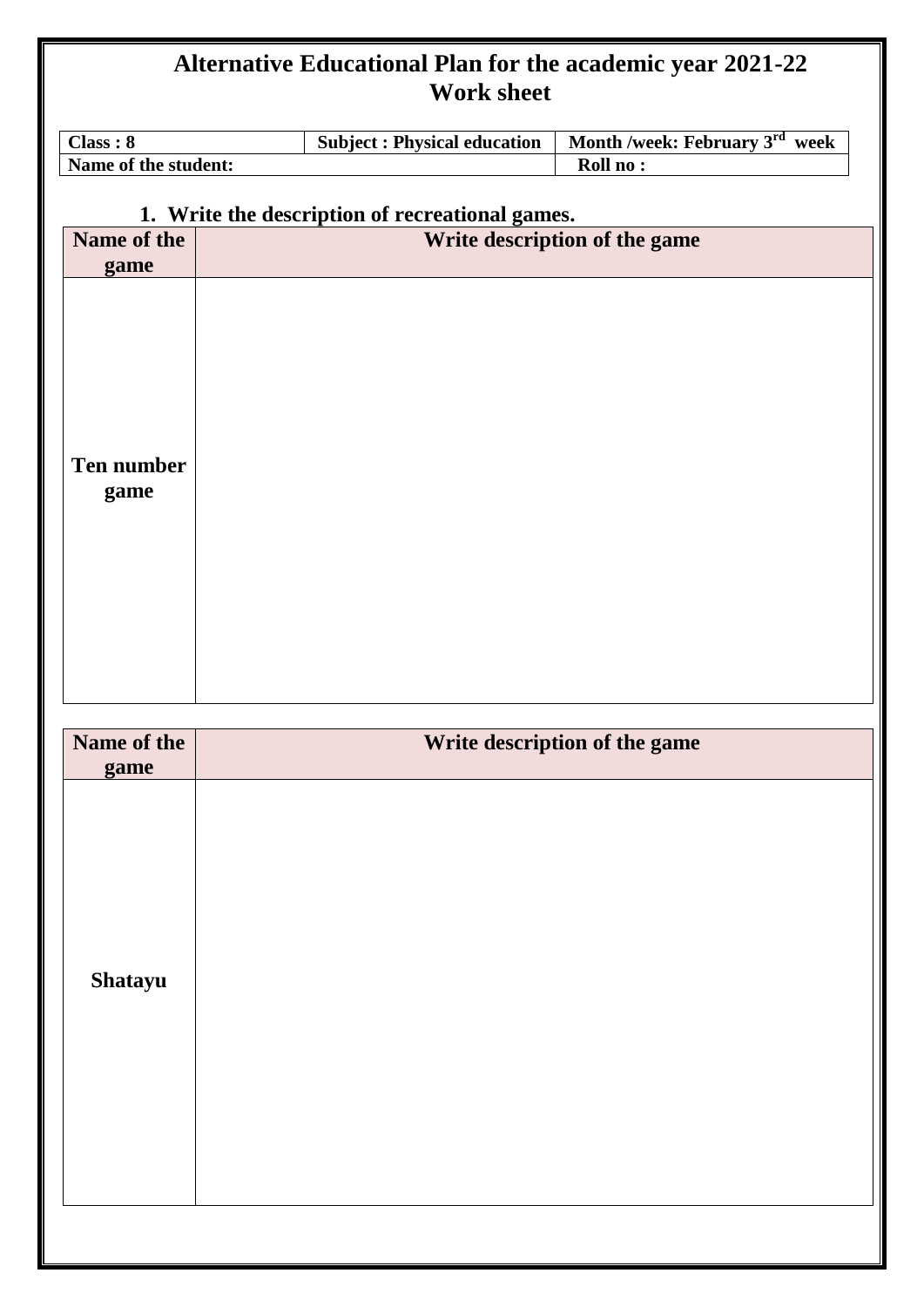# Alternative Educational Plan for the academic year 2021-22
## Work sheet

| Class : 8 | Subject : Physical education | Month /week: February 3rd week |
|---|---|---|
| Name of the student: | | Roll no : |

1. **Write the description of recreational games.**

| Name of the game | Write description of the game |
|---|---|
| Ten number game | |

| Name of the game | Write description of the game |
|---|---|
| Shatayu | |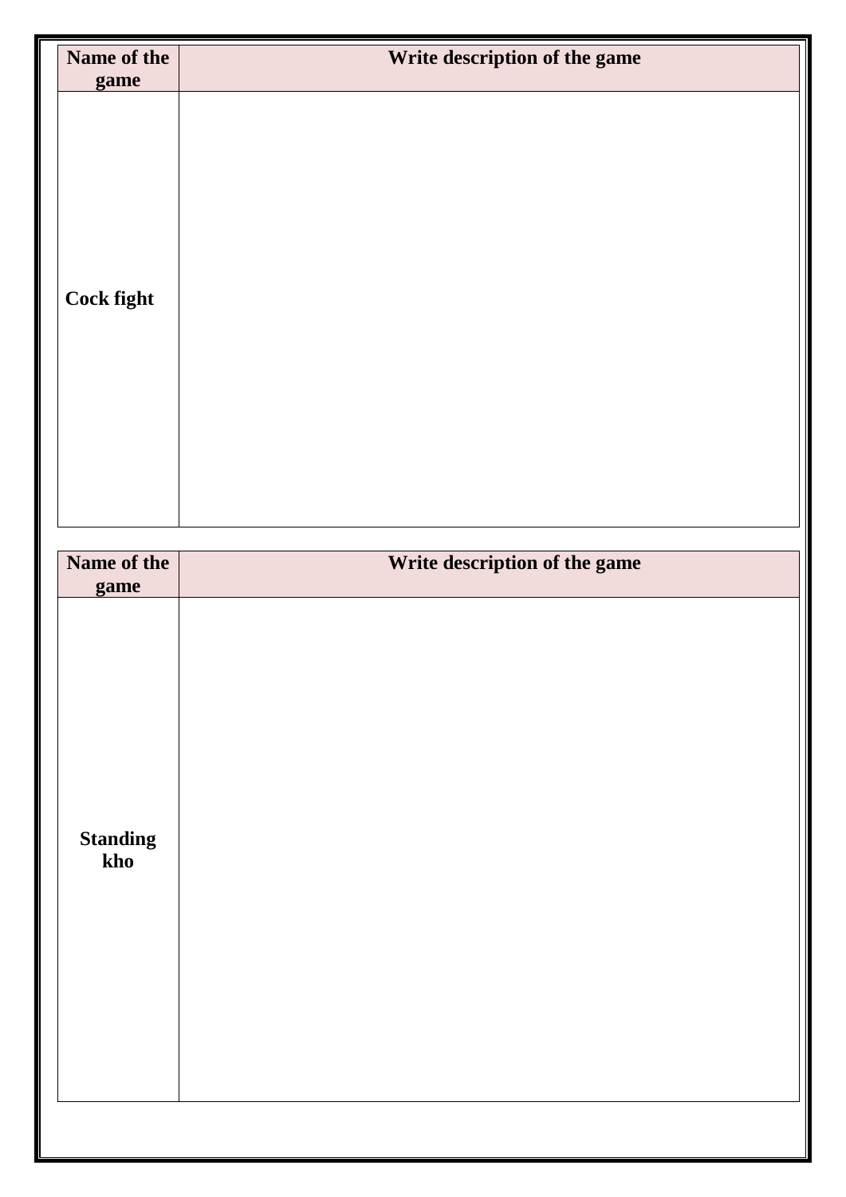| Name of the game | Write description of the game |
| --- | --- |
| **Cock fight** | |

| Name of the game | Write description of the game |
| --- | --- |
| **Standing kho** | |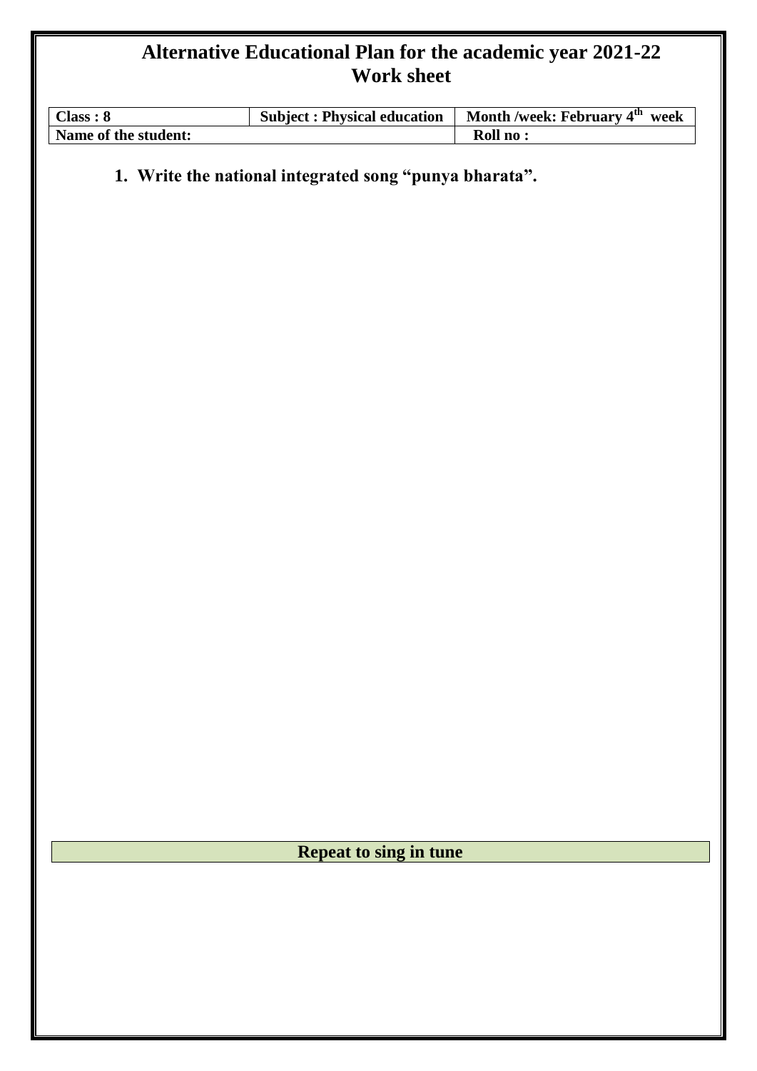# Alternative Educational Plan for the academic year 2021-22
## Work sheet

| | | |
|---|---|---|
| **Class : 8** | **Subject : Physical education** | **Month /week: February 4th week** |
| **Name of the student:** | | **Roll no :** |

1. **Write the national integrated song "punya bharata".**

**Repeat to sing in tune**